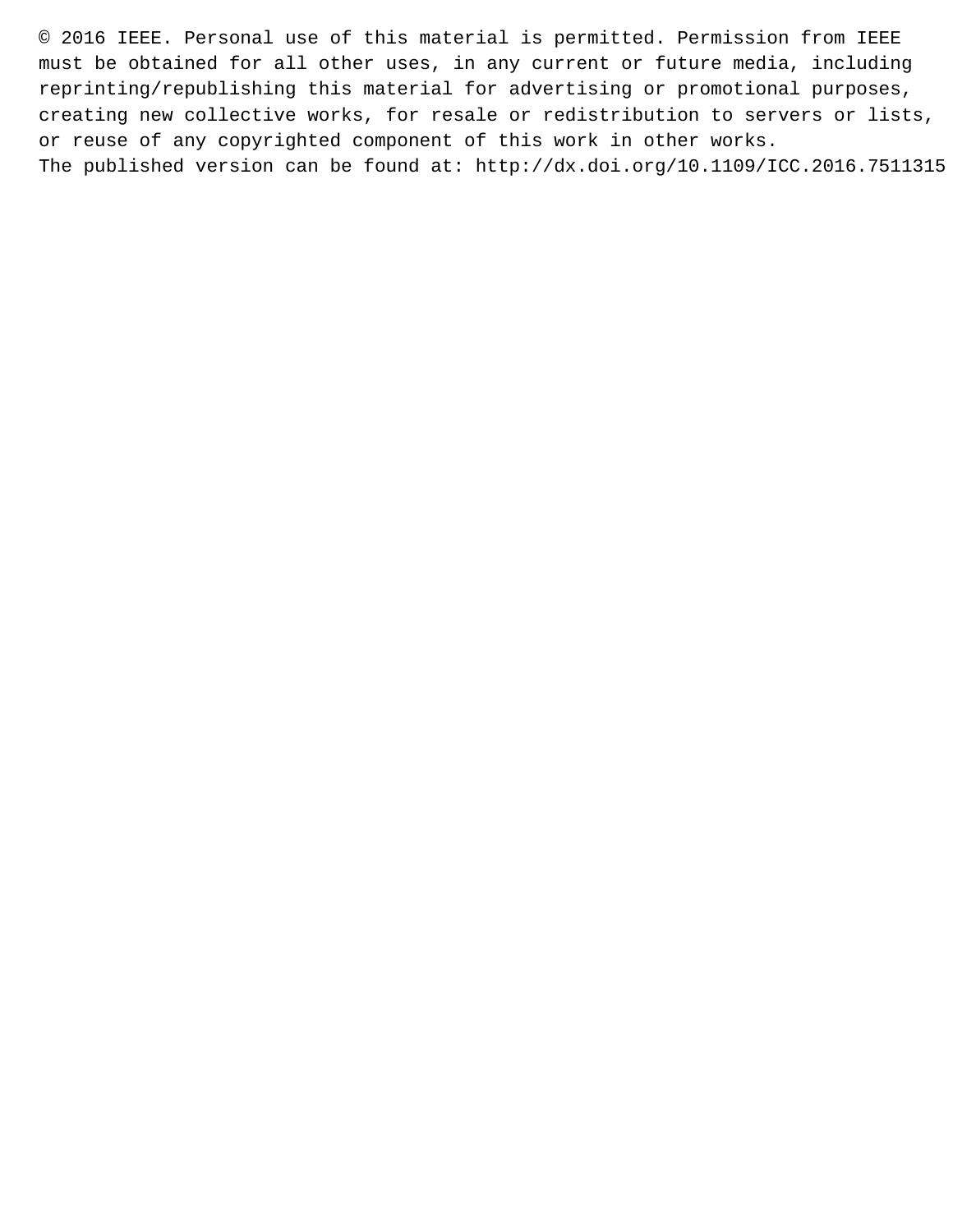© 2016 IEEE. Personal use of this material is permitted. Permission from IEEE must be obtained for all other uses, in any current or future media, including reprinting/republishing this material for advertising or promotional purposes, creating new collective works, for resale or redistribution to servers or lists, or reuse of any copyrighted component of this work in other works.
The published version can be found at: http://dx.doi.org/10.1109/ICC.2016.7511315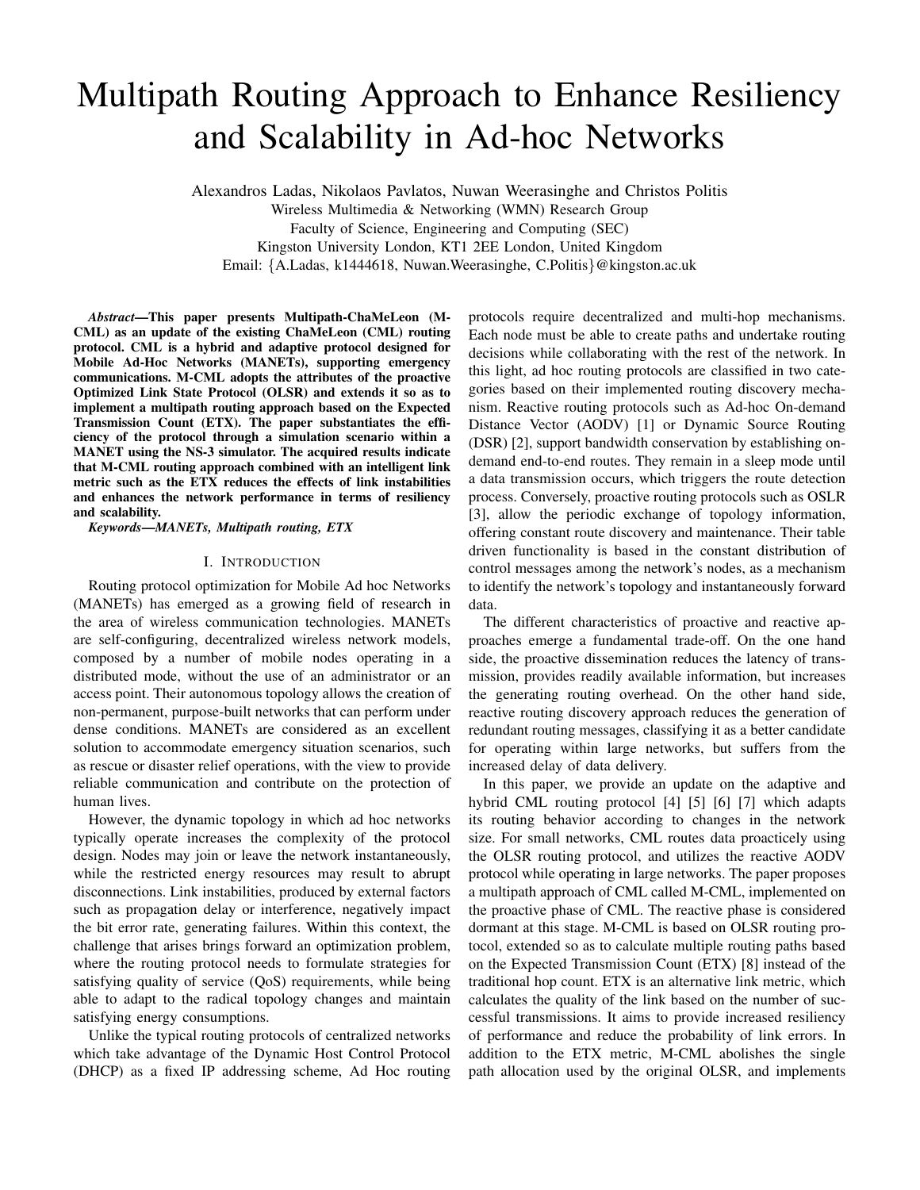# Multipath Routing Approach to Enhance Resiliency and Scalability in Ad-hoc Networks

Alexandros Ladas, Nikolaos Pavlatos, Nuwan Weerasinghe and Christos Politis

Wireless Multimedia & Networking (WMN) Research Group

Faculty of Science, Engineering and Computing (SEC)

Kingston University London, KT1 2EE London, United Kingdom

Email: {A.Ladas, k1444618, Nuwan.Weerasinghe, C.Politis}@kingston.ac.uk

***Abstract*—This paper presents Multipath-ChaMeLeon (M-CML) as an update of the existing ChaMeLeon (CML) routing protocol. CML is a hybrid and adaptive protocol designed for Mobile Ad-Hoc Networks (MANETs), supporting emergency communications. M-CML adopts the attributes of the proactive Optimized Link State Protocol (OLSR) and extends it so as to implement a multipath routing approach based on the Expected Transmission Count (ETX). The paper substantiates the efficiency of the protocol through a simulation scenario within a MANET using the NS-3 simulator. The acquired results indicate that M-CML routing approach combined with an intelligent link metric such as the ETX reduces the effects of link instabilities and enhances the network performance in terms of resiliency and scalability.**

***Keywords*—MANETs, Multipath routing, ETX**

## I. Introduction

Routing protocol optimization for Mobile Ad hoc Networks (MANETs) has emerged as a growing field of research in the area of wireless communication technologies. MANETs are self-configuring, decentralized wireless network models, composed by a number of mobile nodes operating in a distributed mode, without the use of an administrator or an access point. Their autonomous topology allows the creation of non-permanent, purpose-built networks that can perform under dense conditions. MANETs are considered as an excellent solution to accommodate emergency situation scenarios, such as rescue or disaster relief operations, with the view to provide reliable communication and contribute on the protection of human lives.

However, the dynamic topology in which ad hoc networks typically operate increases the complexity of the protocol design. Nodes may join or leave the network instantaneously, while the restricted energy resources may result to abrupt disconnections. Link instabilities, produced by external factors such as propagation delay or interference, negatively impact the bit error rate, generating failures. Within this context, the challenge that arises brings forward an optimization problem, where the routing protocol needs to formulate strategies for satisfying quality of service (QoS) requirements, while being able to adapt to the radical topology changes and maintain satisfying energy consumptions.

Unlike the typical routing protocols of centralized networks which take advantage of the Dynamic Host Control Protocol (DHCP) as a fixed IP addressing scheme, Ad Hoc routing protocols require decentralized and multi-hop mechanisms. Each node must be able to create paths and undertake routing decisions while collaborating with the rest of the network. In this light, ad hoc routing protocols are classified in two categories based on their implemented routing discovery mechanism. Reactive routing protocols such as Ad-hoc On-demand Distance Vector (AODV) [1] or Dynamic Source Routing (DSR) [2], support bandwidth conservation by establishing on-demand end-to-end routes. They remain in a sleep mode until a data transmission occurs, which triggers the route detection process. Conversely, proactive routing protocols such as OSLR [3], allow the periodic exchange of topology information, offering constant route discovery and maintenance. Their table driven functionality is based in the constant distribution of control messages among the network's nodes, as a mechanism to identify the network's topology and instantaneously forward data.

The different characteristics of proactive and reactive approaches emerge a fundamental trade-off. On the one hand side, the proactive dissemination reduces the latency of transmission, provides readily available information, but increases the generating routing overhead. On the other hand side, reactive routing discovery approach reduces the generation of redundant routing messages, classifying it as a better candidate for operating within large networks, but suffers from the increased delay of data delivery.

In this paper, we provide an update on the adaptive and hybrid CML routing protocol [4] [5] [6] [7] which adapts its routing behavior according to changes in the network size. For small networks, CML routes data proactively using the OLSR routing protocol, and utilizes the reactive AODV protocol while operating in large networks. The paper proposes a multipath approach of CML called M-CML, implemented on the proactive phase of CML. The reactive phase is considered dormant at this stage. M-CML is based on OLSR routing protocol, extended so as to calculate multiple routing paths based on the Expected Transmission Count (ETX) [8] instead of the traditional hop count. ETX is an alternative link metric, which calculates the quality of the link based on the number of successful transmissions. It aims to provide increased resiliency of performance and reduce the probability of link errors. In addition to the ETX metric, M-CML abolishes the single path allocation used by the original OLSR, and implements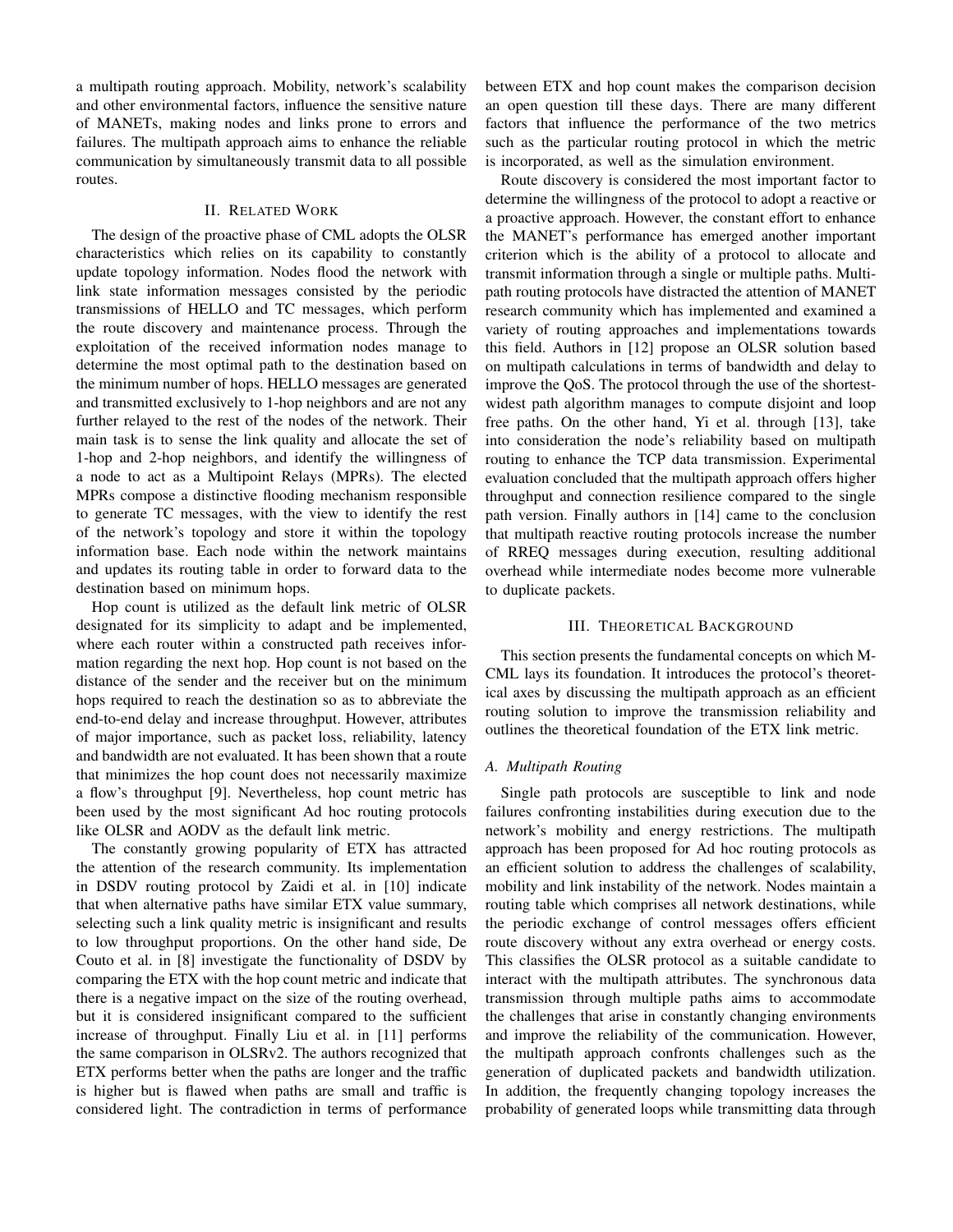a multipath routing approach. Mobility, network's scalability and other environmental factors, influence the sensitive nature of MANETs, making nodes and links prone to errors and failures. The multipath approach aims to enhance the reliable communication by simultaneously transmit data to all possible routes.

## II. Related Work

The design of the proactive phase of CML adopts the OLSR characteristics which relies on its capability to constantly update topology information. Nodes flood the network with link state information messages consisted by the periodic transmissions of HELLO and TC messages, which perform the route discovery and maintenance process. Through the exploitation of the received information nodes manage to determine the most optimal path to the destination based on the minimum number of hops. HELLO messages are generated and transmitted exclusively to 1-hop neighbors and are not any further relayed to the rest of the nodes of the network. Their main task is to sense the link quality and allocate the set of 1-hop and 2-hop neighbors, and identify the willingness of a node to act as a Multipoint Relays (MPRs). The elected MPRs compose a distinctive flooding mechanism responsible to generate TC messages, with the view to identify the rest of the network's topology and store it within the topology information base. Each node within the network maintains and updates its routing table in order to forward data to the destination based on minimum hops.

Hop count is utilized as the default link metric of OLSR designated for its simplicity to adapt and be implemented, where each router within a constructed path receives information regarding the next hop. Hop count is not based on the distance of the sender and the receiver but on the minimum hops required to reach the destination so as to abbreviate the end-to-end delay and increase throughput. However, attributes of major importance, such as packet loss, reliability, latency and bandwidth are not evaluated. It has been shown that a route that minimizes the hop count does not necessarily maximize a flow's throughput [9]. Nevertheless, hop count metric has been used by the most significant Ad hoc routing protocols like OLSR and AODV as the default link metric.

The constantly growing popularity of ETX has attracted the attention of the research community. Its implementation in DSDV routing protocol by Zaidi et al. in [10] indicate that when alternative paths have similar ETX value summary, selecting such a link quality metric is insignificant and results to low throughput proportions. On the other hand side, De Couto et al. in [8] investigate the functionality of DSDV by comparing the ETX with the hop count metric and indicate that there is a negative impact on the size of the routing overhead, but it is considered insignificant compared to the sufficient increase of throughput. Finally Liu et al. in [11] performs the same comparison in OLSRv2. The authors recognized that ETX performs better when the paths are longer and the traffic is higher but is flawed when paths are small and traffic is considered light. The contradiction in terms of performance between ETX and hop count makes the comparison decision an open question till these days. There are many different factors that influence the performance of the two metrics such as the particular routing protocol in which the metric is incorporated, as well as the simulation environment.

Route discovery is considered the most important factor to determine the willingness of the protocol to adopt a reactive or a proactive approach. However, the constant effort to enhance the MANET's performance has emerged another important criterion which is the ability of a protocol to allocate and transmit information through a single or multiple paths. Multipath routing protocols have distracted the attention of MANET research community which has implemented and examined a variety of routing approaches and implementations towards this field. Authors in [12] propose an OLSR solution based on multipath calculations in terms of bandwidth and delay to improve the QoS. The protocol through the use of the shortest-widest path algorithm manages to compute disjoint and loop free paths. On the other hand, Yi et al. through [13], take into consideration the node's reliability based on multipath routing to enhance the TCP data transmission. Experimental evaluation concluded that the multipath approach offers higher throughput and connection resilience compared to the single path version. Finally authors in [14] came to the conclusion that multipath reactive routing protocols increase the number of RREQ messages during execution, resulting additional overhead while intermediate nodes become more vulnerable to duplicate packets.

## III. Theoretical Background

This section presents the fundamental concepts on which M-CML lays its foundation. It introduces the protocol's theoretical axes by discussing the multipath approach as an efficient routing solution to improve the transmission reliability and outlines the theoretical foundation of the ETX link metric.

### A. Multipath Routing

Single path protocols are susceptible to link and node failures confronting instabilities during execution due to the network's mobility and energy restrictions. The multipath approach has been proposed for Ad hoc routing protocols as an efficient solution to address the challenges of scalability, mobility and link instability of the network. Nodes maintain a routing table which comprises all network destinations, while the periodic exchange of control messages offers efficient route discovery without any extra overhead or energy costs. This classifies the OLSR protocol as a suitable candidate to interact with the multipath attributes. The synchronous data transmission through multiple paths aims to accommodate the challenges that arise in constantly changing environments and improve the reliability of the communication. However, the multipath approach confronts challenges such as the generation of duplicated packets and bandwidth utilization. In addition, the frequently changing topology increases the probability of generated loops while transmitting data through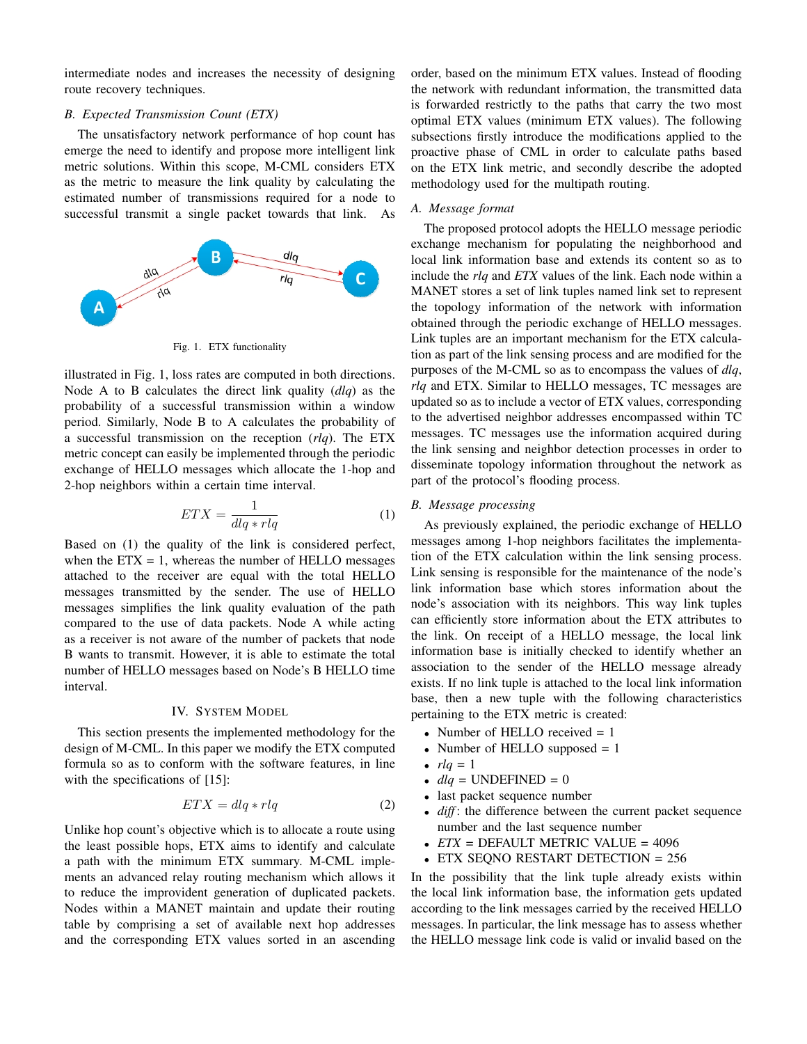intermediate nodes and increases the necessity of designing route recovery techniques.

### B. Expected Transmission Count (ETX)

The unsatisfactory network performance of hop count has emerge the need to identify and propose more intelligent link metric solutions. Within this scope, M-CML considers ETX as the metric to measure the link quality by calculating the estimated number of transmissions required for a node to successful transmit a single packet towards that link. As illustrated in Fig. 1, loss rates are computed in both directions. Node A to B calculates the direct link quality (*dlq*) as the probability of a successful transmission within a window period. Similarly, Node B to A calculates the probability of a successful transmission on the reception (*rlq*). The ETX metric concept can easily be implemented through the periodic exchange of HELLO messages which allocate the 1-hop and 2-hop neighbors within a certain time interval.

dlq
rlq
A
B
C

Fig. 1. ETX functionality

$$ETX = \frac{1}{dlq * rlq} \tag{1}$$

Based on (1) the quality of the link is considered perfect, when the ETX = 1, whereas the number of HELLO messages attached to the receiver are equal with the total HELLO messages transmitted by the sender. The use of HELLO messages simplifies the link quality evaluation of the path compared to the use of data packets. Node A while acting as a receiver is not aware of the number of packets that node B wants to transmit. However, it is able to estimate the total number of HELLO messages based on Node's B HELLO time interval.

## IV. System Model

This section presents the implemented methodology for the design of M-CML. In this paper we modify the ETX computed formula so as to conform with the software features, in line with the specifications of [15]:

$$ETX = dlq * rlq \tag{2}$$

Unlike hop count's objective which is to allocate a route using the least possible hops, ETX aims to identify and calculate a path with the minimum ETX summary. M-CML implements an advanced relay routing mechanism which allows it to reduce the improvident generation of duplicated packets. Nodes within a MANET maintain and update their routing table by comprising a set of available next hop addresses and the corresponding ETX values sorted in an ascending order, based on the minimum ETX values. Instead of flooding the network with redundant information, the transmitted data is forwarded restrictly to the paths that carry the two most optimal ETX values (minimum ETX values). The following subsections firstly introduce the modifications applied to the proactive phase of CML in order to calculate paths based on the ETX link metric, and secondly describe the adopted methodology used for the multipath routing.

### A. Message format

The proposed protocol adopts the HELLO message periodic exchange mechanism for populating the neighborhood and local link information base and extends its content so as to include the *rlq* and *ETX* values of the link. Each node within a MANET stores a set of link tuples named link set to represent the topology information of the network with information obtained through the periodic exchange of HELLO messages. Link tuples are an important mechanism for the ETX calculation as part of the link sensing process and are modified for the purposes of the M-CML so as to encompass the values of *dlq*, *rlq* and ETX. Similar to HELLO messages, TC messages are updated so as to include a vector of ETX values, corresponding to the advertised neighbor addresses encompassed within TC messages. TC messages use the information acquired during the link sensing and neighbor detection processes in order to disseminate topology information throughout the network as part of the protocol's flooding process.

### B. Message processing

As previously explained, the periodic exchange of HELLO messages among 1-hop neighbors facilitates the implementation of the ETX calculation within the link sensing process. Link sensing is responsible for the maintenance of the node's link information base which stores information about the node's association with its neighbors. This way link tuples can efficiently store information about the ETX attributes to the link. On receipt of a HELLO message, the local link information base is initially checked to identify whether an association to the sender of the HELLO message already exists. If no link tuple is attached to the local link information base, then a new tuple with the following characteristics pertaining to the ETX metric is created:

- Number of HELLO received = 1
- Number of HELLO supposed = 1
- *rlq* = 1
- *dlq* = UNDEFINED = 0
- last packet sequence number
- *diff*: the difference between the current packet sequence number and the last sequence number
- *ETX* = DEFAULT METRIC VALUE = 4096
- ETX SEQNO RESTART DETECTION = 256

In the possibility that the link tuple already exists within the local link information base, the information gets updated according to the link messages carried by the received HELLO messages. In particular, the link message has to assess whether the HELLO message link code is valid or invalid based on the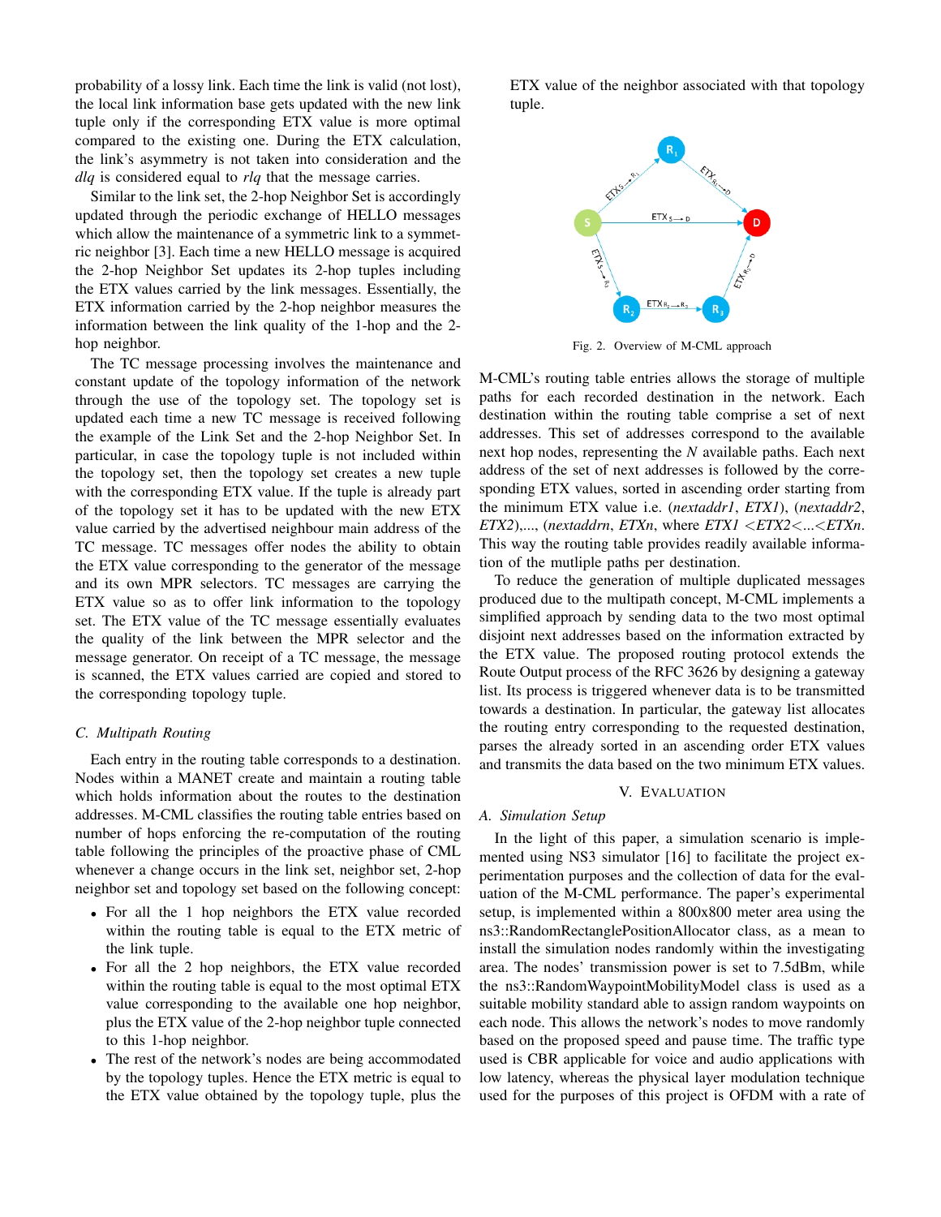probability of a lossy link. Each time the link is valid (not lost), the local link information base gets updated with the new link tuple only if the corresponding ETX value is more optimal compared to the existing one. During the ETX calculation, the link's asymmetry is not taken into consideration and the *dlq* is considered equal to *rlq* that the message carries.

Similar to the link set, the 2-hop Neighbor Set is accordingly updated through the periodic exchange of HELLO messages which allow the maintenance of a symmetric link to a symmetric neighbor [3]. Each time a new HELLO message is acquired the 2-hop Neighbor Set updates its 2-hop tuples including the ETX values carried by the link messages. Essentially, the ETX information carried by the 2-hop neighbor measures the information between the link quality of the 1-hop and the 2-hop neighbor.

The TC message processing involves the maintenance and constant update of the topology information of the network through the use of the topology set. The topology set is updated each time a new TC message is received following the example of the Link Set and the 2-hop Neighbor Set. In particular, in case the topology tuple is not included within the topology set, then the topology set creates a new tuple with the corresponding ETX value. If the tuple is already part of the topology set it has to be updated with the new ETX value carried by the advertised neighbour main address of the TC message. TC messages offer nodes the ability to obtain the ETX value corresponding to the generator of the message and its own MPR selectors. TC messages are carrying the ETX value so as to offer link information to the topology set. The ETX value of the TC message essentially evaluates the quality of the link between the MPR selector and the message generator. On receipt of a TC message, the message is scanned, the ETX values carried are copied and stored to the corresponding topology tuple.

### C. Multipath Routing

Each entry in the routing table corresponds to a destination. Nodes within a MANET create and maintain a routing table which holds information about the routes to the destination addresses. M-CML classifies the routing table entries based on number of hops enforcing the re-computation of the routing table following the principles of the proactive phase of CML whenever a change occurs in the link set, neighbor set, 2-hop neighbor set and topology set based on the following concept:

- For all the 1 hop neighbors the ETX value recorded within the routing table is equal to the ETX metric of the link tuple.
- For all the 2 hop neighbors, the ETX value recorded within the routing table is equal to the most optimal ETX value corresponding to the available one hop neighbor, plus the ETX value of the 2-hop neighbor tuple connected to this 1-hop neighbor.
- The rest of the network's nodes are being accommodated by the topology tuples. Hence the ETX metric is equal to the ETX value obtained by the topology tuple, plus the ETX value of the neighbor associated with that topology tuple.

R1
S
D
R2
R3
ETXS→R1
ETXR1→D
ETXS→D
ETXS→R2
ETXR2→R3
ETXR3→D

Fig. 2. Overview of M-CML approach

M-CML's routing table entries allows the storage of multiple paths for each recorded destination in the network. Each destination within the routing table comprise a set of next addresses. This set of addresses correspond to the available next hop nodes, representing the *N* available paths. Each next address of the set of next addresses is followed by the corresponding ETX values, sorted in ascending order starting from the minimum ETX value i.e. (*nextaddr1*, *ETX1*), (*nextaddr2*, *ETX2*),..., (*nextaddrn*, *ETXn*, where *ETX1 <ETX2<...<ETXn*. This way the routing table provides readily available information of the mutliple paths per destination.

To reduce the generation of multiple duplicated messages produced due to the multipath concept, M-CML implements a simplified approach by sending data to the two most optimal disjoint next addresses based on the information extracted by the ETX value. The proposed routing protocol extends the Route Output process of the RFC 3626 by designing a gateway list. Its process is triggered whenever data is to be transmitted towards a destination. In particular, the gateway list allocates the routing entry corresponding to the requested destination, parses the already sorted in an ascending order ETX values and transmits the data based on the two minimum ETX values.

## V. Evaluation

### A. Simulation Setup

In the light of this paper, a simulation scenario is implemented using NS3 simulator [16] to facilitate the project experimentation purposes and the collection of data for the evaluation of the M-CML performance. The paper's experimental setup, is implemented within a 800x800 meter area using the ns3::RandomRectanglePositionAllocator class, as a mean to install the simulation nodes randomly within the investigating area. The nodes' transmission power is set to 7.5dBm, while the ns3::RandomWaypointMobilityModel class is used as a suitable mobility standard able to assign random waypoints on each node. This allows the network's nodes to move randomly based on the proposed speed and pause time. The traffic type used is CBR applicable for voice and audio applications with low latency, whereas the physical layer modulation technique used for the purposes of this project is OFDM with a rate of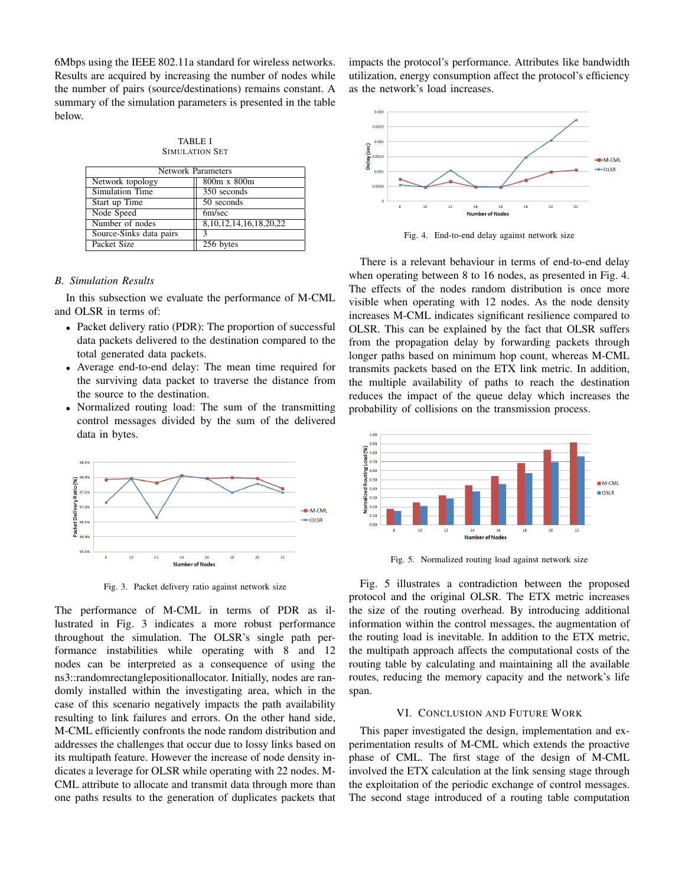6Mbps using the IEEE 802.11a standard for wireless networks. Results are acquired by increasing the number of nodes while the number of pairs (source/destinations) remains constant. A summary of the simulation parameters is presented in the table below.

TABLE I
SIMULATION SET

| Network Parameters | |
|---|---|
| Network topology | 800m x 800m |
| Simulation Time | 350 seconds |
| Start up Time | 50 seconds |
| Node Speed | 6m/sec |
| Number of nodes | 8,10,12,14,16,18,20,22 |
| Source-Sinks data pairs | 3 |
| Packet Size | 256 bytes |

### B. Simulation Results

In this subsection we evaluate the performance of M-CML and OLSR in terms of:

- Packet delivery ratio (PDR): The proportion of successful data packets delivered to the destination compared to the total generated data packets.
- Average end-to-end delay: The mean time required for the surviving data packet to traverse the distance from the source to the destination.
- Normalized routing load: The sum of the transmitting control messages divided by the sum of the delivered data in bytes.

98.5%
98.0%
97.5%
97.0%
96.5%
96.0%
95.5%
Packet Delivery Ratio (%)
8 10 12 14 16 18 20 22
Number of Nodes
M-CML
OLSR

Fig. 3. Packet delivery ratio against network size

The performance of M-CML in terms of PDR as illustrated in Fig. 3 indicates a more robust performance throughout the simulation. The OLSR's single path performance instabilities while operating with 8 and 12 nodes can be interpreted as a consequence of using the ns3::randomrectanglepositionallocator. Initially, nodes are randomly installed within the investigating area, which in the case of this scenario negatively impacts the path availability resulting to link failures and errors. On the other hand side, M-CML efficiently confronts the node random distribution and addresses the challenges that occur due to lossy links based on its multipath feature. However the increase of node density indicates a leverage for OLSR while operating with 22 nodes. M-CML attribute to allocate and transmit data through more than one paths results to the generation of duplicates packets that impacts the protocol's performance. Attributes like bandwidth utilization, energy consumption affect the protocol's efficiency as the network's load increases.

0.003
0.0025
0.002
0.0015
0.001
0.0005
0
Delay (sec)
8 10 12 14 16 18 20 22
Number of Nodes
M-CML
OLSR

Fig. 4. End-to-end delay against network size

There is a relevant behaviour in terms of end-to-end delay when operating between 8 to 16 nodes, as presented in Fig. 4. The effects of the nodes random distribution is once more visible when operating with 12 nodes. As the node density increases M-CML indicates significant resilience compared to OLSR. This can be explained by the fact that OLSR suffers from the propagation delay by forwarding packets through longer paths based on minimum hop count, whereas M-CML transmits packets based on the ETX link metric. In addition, the multiple availability of paths to reach the destination reduces the impact of the queue delay which increases the probability of collisions on the transmission process.

1.00
0.90
0.80
0.70
0.60
0.50
0.40
0.30
0.20
0.10
0.00
Normalized Routing Load (%)
8 10 12 14 16 18 20 22
Number of Nodes
M-CML
OSLR

Fig. 5. Normalized routing load against network size

Fig. 5 illustrates a contradiction between the proposed protocol and the original OLSR. The ETX metric increases the size of the routing overhead. By introducing additional information within the control messages, the augmentation of the routing load is inevitable. In addition to the ETX metric, the multipath approach affects the computational costs of the routing table by calculating and maintaining all the available routes, reducing the memory capacity and the network's life span.

## VI. CONCLUSION AND FUTURE WORK

This paper investigated the design, implementation and experimentation results of M-CML which extends the proactive phase of CML. The first stage of the design of M-CML involved the ETX calculation at the link sensing stage through the exploitation of the periodic exchange of control messages. The second stage introduced of a routing table computation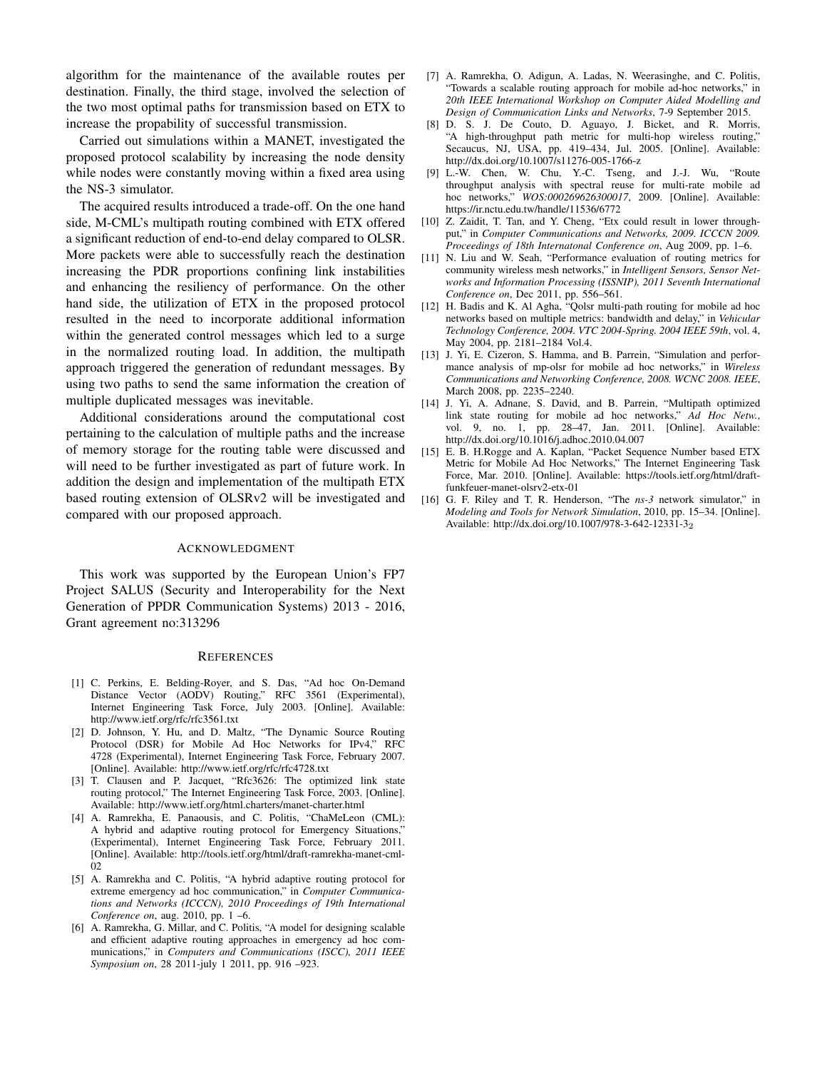algorithm for the maintenance of the available routes per destination. Finally, the third stage, involved the selection of the two most optimal paths for transmission based on ETX to increase the propability of successful transmission.

Carried out simulations within a MANET, investigated the proposed protocol scalability by increasing the node density while nodes were constantly moving within a fixed area using the NS-3 simulator.

The acquired results introduced a trade-off. On the one hand side, M-CML's multipath routing combined with ETX offered a significant reduction of end-to-end delay compared to OLSR. More packets were able to successfully reach the destination increasing the PDR proportions confining link instabilities and enhancing the resiliency of performance. On the other hand side, the utilization of ETX in the proposed protocol resulted in the need to incorporate additional information within the generated control messages which led to a surge in the normalized routing load. In addition, the multipath approach triggered the generation of redundant messages. By using two paths to send the same information the creation of multiple duplicated messages was inevitable.

Additional considerations around the computational cost pertaining to the calculation of multiple paths and the increase of memory storage for the routing table were discussed and will need to be further investigated as part of future work. In addition the design and implementation of the multipath ETX based routing extension of OLSRv2 will be investigated and compared with our proposed approach.

## Acknowledgment

This work was supported by the European Union's FP7 Project SALUS (Security and Interoperability for the Next Generation of PPDR Communication Systems) 2013 - 2016, Grant agreement no:313296

## References

[1] C. Perkins, E. Belding-Royer, and S. Das, "Ad hoc On-Demand Distance Vector (AODV) Routing," RFC 3561 (Experimental), Internet Engineering Task Force, July 2003. [Online]. Available: http://www.ietf.org/rfc/rfc3561.txt

[2] D. Johnson, Y. Hu, and D. Maltz, "The Dynamic Source Routing Protocol (DSR) for Mobile Ad Hoc Networks for IPv4," RFC 4728 (Experimental), Internet Engineering Task Force, February 2007. [Online]. Available: http://www.ietf.org/rfc/rfc4728.txt

[3] T. Clausen and P. Jacquet, "Rfc3626: The optimized link state routing protocol," The Internet Engineering Task Force, 2003. [Online]. Available: http://www.ietf.org/html.charters/manet-charter.html

[4] A. Ramrekha, E. Panaousis, and C. Politis, "ChaMeLeon (CML): A hybrid and adaptive routing protocol for Emergency Situations," (Experimental), Internet Engineering Task Force, February 2011. [Online]. Available: http://tools.ietf.org/html/draft-ramrekha-manet-cml-02

[5] A. Ramrekha and C. Politis, "A hybrid adaptive routing protocol for extreme emergency ad hoc communication," in *Computer Communications and Networks (ICCCN), 2010 Proceedings of 19th International Conference on*, aug. 2010, pp. 1 –6.

[6] A. Ramrekha, G. Millar, and C. Politis, "A model for designing scalable and efficient adaptive routing approaches in emergency ad hoc communications," in *Computers and Communications (ISCC), 2011 IEEE Symposium on*, 28 2011-july 1 2011, pp. 916 –923.

[7] A. Ramrekha, O. Adigun, A. Ladas, N. Weerasinghe, and C. Politis, "Towards a scalable routing approach for mobile ad-hoc networks," in *20th IEEE International Workshop on Computer Aided Modelling and Design of Communication Links and Networks*, 7-9 September 2015.

[8] D. S. J. De Couto, D. Aguayo, J. Bicket, and R. Morris, "A high-throughput path metric for multi-hop wireless routing," Secaucus, NJ, USA, pp. 419–434, Jul. 2005. [Online]. Available: http://dx.doi.org/10.1007/s11276-005-1766-z

[9] L.-W. Chen, W. Chu, Y.-C. Tseng, and J.-J. Wu, "Route throughput analysis with spectral reuse for multi-rate mobile ad hoc networks," *WOS:000269626300017*, 2009. [Online]. Available: https://ir.nctu.edu.tw/handle/11536/6772

[10] Z. Zaidit, T. Tan, and Y. Cheng, "Etx could result in lower throughput," in *Computer Communications and Networks, 2009. ICCCN 2009. Proceedings of 18th Internatonal Conference on*, Aug 2009, pp. 1–6.

[11] N. Liu and W. Seah, "Performance evaluation of routing metrics for community wireless mesh networks," in *Intelligent Sensors, Sensor Networks and Information Processing (ISSNIP), 2011 Seventh International Conference on*, Dec 2011, pp. 556–561.

[12] H. Badis and K. Al Agha, "Qolsr multi-path routing for mobile ad hoc networks based on multiple metrics: bandwidth and delay," in *Vehicular Technology Conference, 2004. VTC 2004-Spring. 2004 IEEE 59th*, vol. 4, May 2004, pp. 2181–2184 Vol.4.

[13] J. Yi, E. Cizeron, S. Hamma, and B. Parrein, "Simulation and performance analysis of mp-olsr for mobile ad hoc networks," in *Wireless Communications and Networking Conference, 2008. WCNC 2008. IEEE*, March 2008, pp. 2235–2240.

[14] J. Yi, A. Adnane, S. David, and B. Parrein, "Multipath optimized link state routing for mobile ad hoc networks," *Ad Hoc Netw.*, vol. 9, no. 1, pp. 28–47, Jan. 2011. [Online]. Available: http://dx.doi.org/10.1016/j.adhoc.2010.04.007

[15] E. B. H.Rogge and A. Kaplan, "Packet Sequence Number based ETX Metric for Mobile Ad Hoc Networks," The Internet Engineering Task Force, Mar. 2010. [Online]. Available: https://tools.ietf.org/html/draft-funkfeuer-manet-olsrv2-etx-01

[16] G. F. Riley and T. R. Henderson, "The *ns-3* network simulator," in *Modeling and Tools for Network Simulation*, 2010, pp. 15–34. [Online]. Available: http://dx.doi.org/10.1007/978-3-642-12331-3$_2$